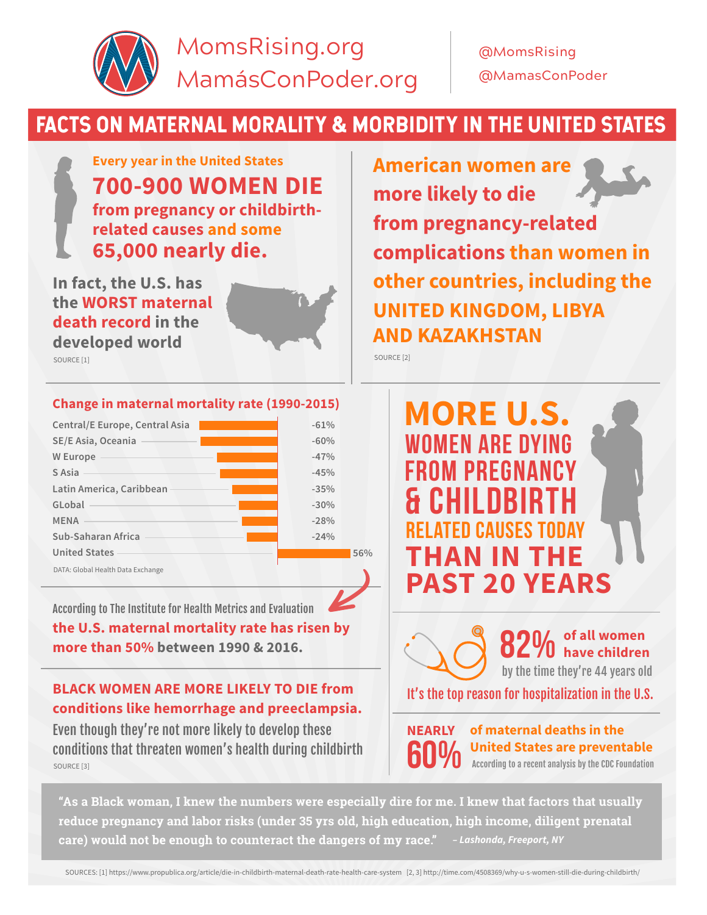MomsRising.org
MamásConPoder.org

@MomsRising
@MamasConPoder

# FACTS ON MATERNAL MORALITY & MORBIDITY IN THE UNITED STATES

**Every year in the United States**
**700-900 WOMEN DIE**
**from pregnancy or childbirth-related causes and some**
**65,000 nearly die.**

**In fact, the U.S. has the WORST maternal death record in the developed world**

SOURCE [1]

**American women are more likely to die from pregnancy-related complications than women in other countries, including the UNITED KINGDOM, LIBYA AND KAZAKHSTAN**

SOURCE [2]

**Change in maternal mortality rate (1990-2015)**

| Region | Change |
|---|---|
| Central/E Europe, Central Asia | -61% |
| SE/E Asia, Oceania | -60% |
| W Europe | -47% |
| S Asia | -45% |
| Latin America, Caribbean | -35% |
| GLobal | -30% |
| MENA | -28% |
| Sub-Saharan Africa | -24% |
| United States | 56% |

DATA: Global Health Data Exchange

According to The Institute for Health Metrics and Evaluation **the U.S. maternal mortality rate has risen by more than 50% between 1990 & 2016.**

**BLACK WOMEN ARE MORE LIKELY TO DIE from conditions like hemorrhage and preeclampsia.** Even though they're not more likely to develop these conditions that threaten women's health during childbirth

SOURCE [3]

**MORE U.S. WOMEN ARE DYING FROM PREGNANCY & CHILDBIRTH RELATED CAUSES TODAY THAN IN THE PAST 20 YEARS**

**82%** **of all women have children** by the time they're 44 years old

It's the top reason for hospitalization in the U.S.

**NEARLY 60%** **of maternal deaths in the United States are preventable** According to a recent analysis by the CDC Foundation

**"As a Black woman, I knew the numbers were especially dire for me. I knew that factors that usually reduce pregnancy and labor risks (under 35 yrs old, high education, high income, diligent prenatal care) would not be enough to counteract the dangers of my race."** *– Lashonda, Freeport, NY*

SOURCES: [1] https://www.propublica.org/article/die-in-childbirth-maternal-death-rate-health-care-system [2, 3] http://time.com/4508369/why-u-s-women-still-die-during-childbirth/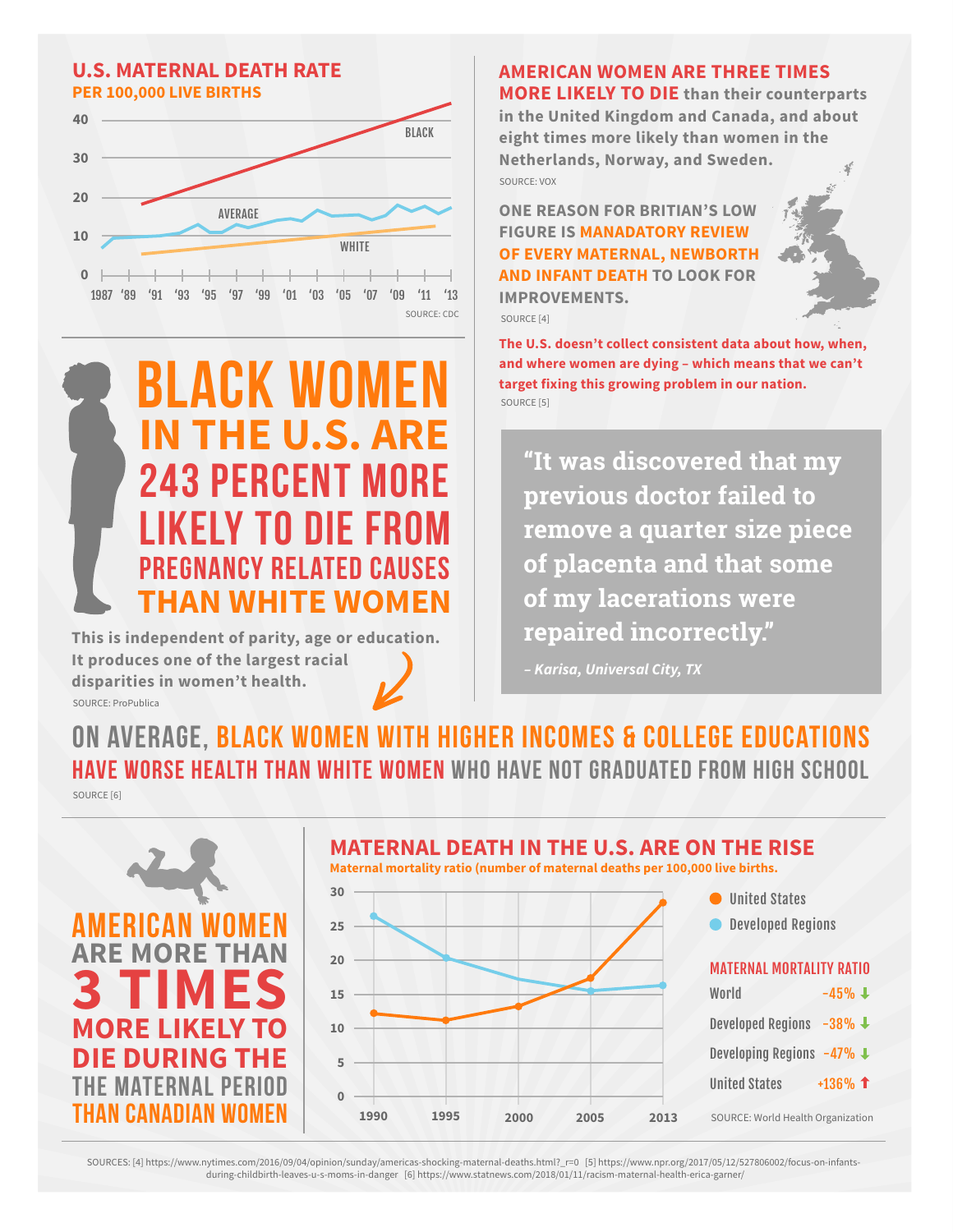## U.S. MATERNAL DEATH RATE
### PER 100,000 LIVE BIRTHS

40
30
20
10
0

1987 '89 '91 '93 '95 '97 '99 '01 '03 '05 '07 '09 '11 '13

BLACK
AVERAGE
WHITE

SOURCE: CDC

## AMERICAN WOMEN ARE THREE TIMES MORE LIKELY TO DIE than their counterparts in the United Kingdom and Canada, and about eight times more likely than women in the Netherlands, Norway, and Sweden.

SOURCE: VOX

**ONE REASON FOR BRITIAN'S LOW FIGURE IS MANADATORY REVIEW OF EVERY MATERNAL, NEWBORTH AND INFANT DEATH TO LOOK FOR IMPROVEMENTS.**

SOURCE [4]

**The U.S. doesn't collect consistent data about how, when, and where women are dying – which means that we can't target fixing this growing problem in our nation.**

SOURCE [5]

# BLACK WOMEN IN THE U.S. ARE 243 PERCENT MORE LIKELY TO DIE FROM PREGNANCY RELATED CAUSES THAN WHITE WOMEN

**This is independent of parity, age or education. It produces one of the largest racial disparities in women's health.**

SOURCE: ProPublica

> **"It was discovered that my previous doctor failed to remove a quarter size piece of placenta and that some of my lacerations were repaired incorrectly."**
>
> *– Karisa, Universal City, TX*

## ON AVERAGE, BLACK WOMEN WITH HIGHER INCOMES & COLLEGE EDUCATIONS HAVE WORSE HEALTH THAN WHITE WOMEN WHO HAVE NOT GRADUATED FROM HIGH SCHOOL

SOURCE [6]

# AMERICAN WOMEN ARE MORE THAN 3 TIMES MORE LIKELY TO DIE DURING THE THE MATERNAL PERIOD THAN CANADIAN WOMEN

## MATERNAL DEATH IN THE U.S. ARE ON THE RISE

**Maternal mortality ratio (number of maternal deaths per 100,000 live births.**

30
25
20
15
10
5
0

1990 1995 2000 2005 2013

United States
Developed Regions

### MATERNAL MORTALITY RATIO

World -45% ↓
Developed Regions -38% ↓
Developing Regions -47% ↓
United States +136% ↑

SOURCE: World Health Organization

SOURCES: [4] https://www.nytimes.com/2016/09/04/opinion/sunday/americas-shocking-maternal-deaths.html?_r=0 [5] https://www.npr.org/2017/05/12/527806002/focus-on-infants-during-childbirth-leaves-u-s-moms-in-danger [6] https://www.statnews.com/2018/01/11/racism-maternal-health-erica-garner/